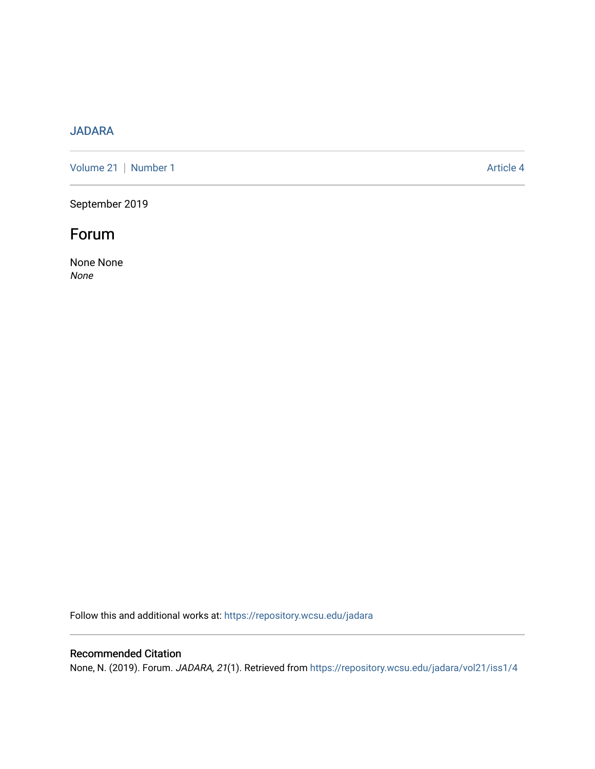JADARA

Volume 21 | Number 1 Article 4

September 2019

# Forum

None None
*None*

Follow this and additional works at: https://repository.wcsu.edu/jadara

## Recommended Citation

None, N. (2019). Forum. *JADARA, 21*(1). Retrieved from https://repository.wcsu.edu/jadara/vol21/iss1/4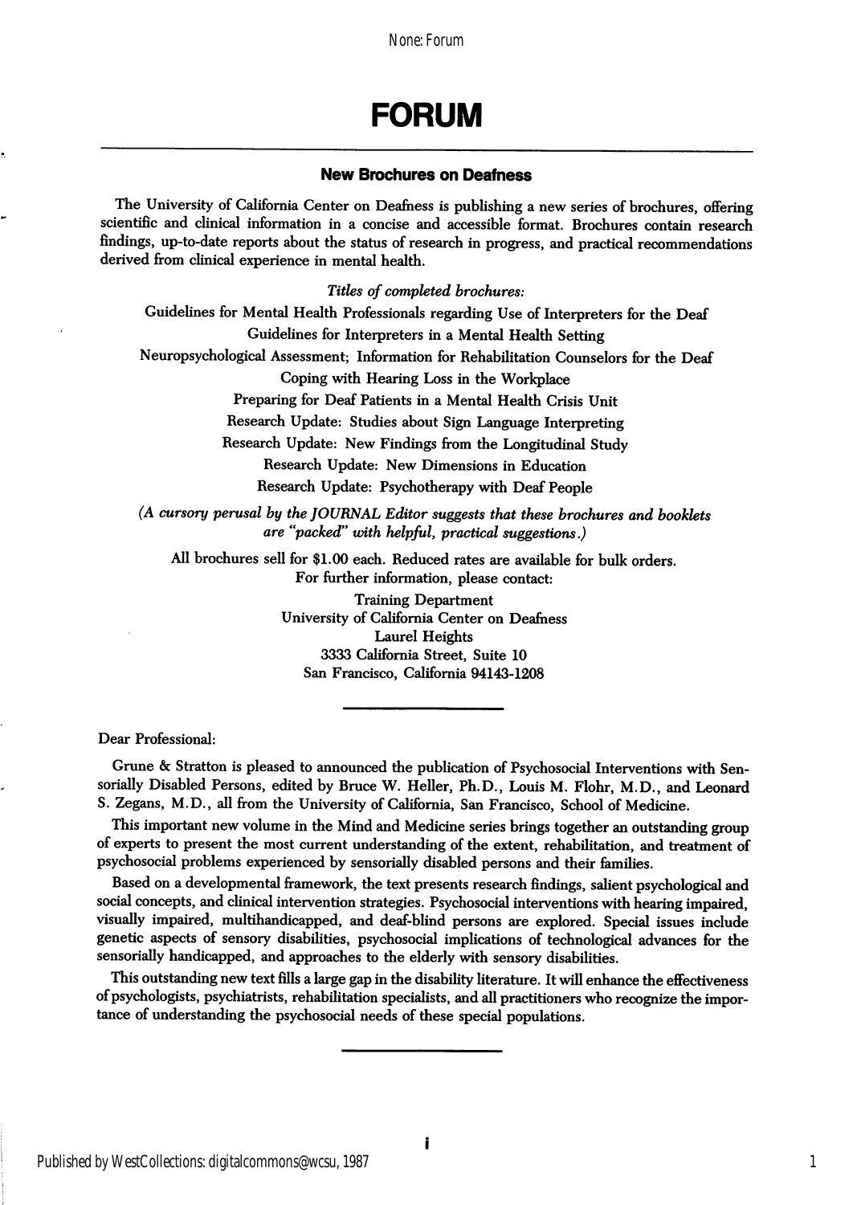# FORUM

### New Brochures on Deafness

The University of California Center on Deafness is publishing a new series of brochures, offering scientific and clinical information in a concise and accessible format. Brochures contain research findings, up-to-date reports about the status of research in progress, and practical recommendations derived from clinical experience in mental health.

*Titles of completed brochures:*

Guidelines for Mental Health Professionals regarding Use of Interpreters for the Deaf
Guidelines for Interpreters in a Mental Health Setting
Neuropsychological Assessment; Information for Rehabilitation Counselors for the Deaf
Coping with Hearing Loss in the Workplace
Preparing for Deaf Patients in a Mental Health Crisis Unit
Research Update: Studies about Sign Language Interpreting
Research Update: New Findings from the Longitudinal Study
Research Update: New Dimensions in Education
Research Update: Psychotherapy with Deaf People

*(A cursory perusal by the JOURNAL Editor suggests that these brochures and booklets are "packed" with helpful, practical suggestions.)*

All brochures sell for $1.00 each. Reduced rates are available for bulk orders.
For further information, please contact:

Training Department
University of California Center on Deafness
Laurel Heights
3333 California Street, Suite 10
San Francisco, California 94143-1208

---

Dear Professional:

Grune & Stratton is pleased to announced the publication of Psychosocial Interventions with Sensorially Disabled Persons, edited by Bruce W. Heller, Ph.D., Louis M. Flohr, M.D., and Leonard S. Zegans, M.D., all from the University of California, San Francisco, School of Medicine.

This important new volume in the Mind and Medicine series brings together an outstanding group of experts to present the most current understanding of the extent, rehabilitation, and treatment of psychosocial problems experienced by sensorially disabled persons and their families.

Based on a developmental framework, the text presents research findings, salient psychological and social concepts, and clinical intervention strategies. Psychosocial interventions with hearing impaired, visually impaired, multihandicapped, and deaf-blind persons are explored. Special issues include genetic aspects of sensory disabilities, psychosocial implications of technological advances for the sensorially handicapped, and approaches to the elderly with sensory disabilities.

This outstanding new text fills a large gap in the disability literature. It will enhance the effectiveness of psychologists, psychiatrists, rehabilitation specialists, and all practitioners who recognize the importance of understanding the psychosocial needs of these special populations.

---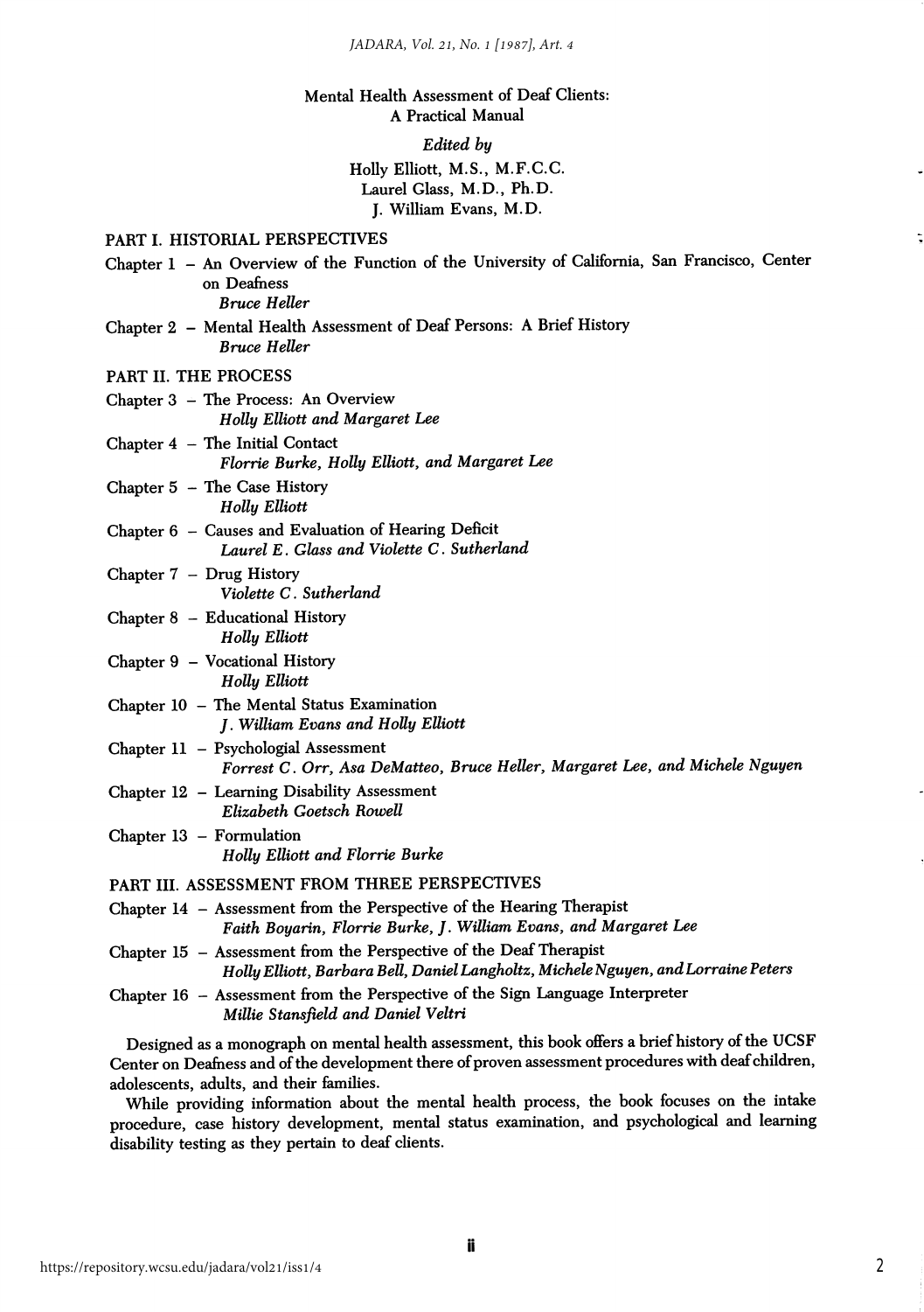# Mental Health Assessment of Deaf Clients: A Practical Manual

*Edited by*

Holly Elliott, M.S., M.F.C.C.
Laurel Glass, M.D., Ph.D.
J. William Evans, M.D.

## PART I. HISTORIAL PERSPECTIVES

Chapter 1 – An Overview of the Function of the University of California, San Francisco, Center on Deafness
*Bruce Heller*

Chapter 2 – Mental Health Assessment of Deaf Persons: A Brief History
*Bruce Heller*

## PART II. THE PROCESS

Chapter 3 – The Process: An Overview
*Holly Elliott and Margaret Lee*

Chapter 4 – The Initial Contact
*Florrie Burke, Holly Elliott, and Margaret Lee*

Chapter 5 – The Case History
*Holly Elliott*

Chapter 6 – Causes and Evaluation of Hearing Deficit
*Laurel E. Glass and Violette C. Sutherland*

Chapter 7 – Drug History
*Violette C. Sutherland*

Chapter 8 – Educational History
*Holly Elliott*

Chapter 9 – Vocational History
*Holly Elliott*

Chapter 10 – The Mental Status Examination
*J. William Evans and Holly Elliott*

Chapter 11 – Psychologial Assessment
*Forrest C. Orr, Asa DeMatteo, Bruce Heller, Margaret Lee, and Michele Nguyen*

Chapter 12 – Learning Disability Assessment
*Elizabeth Goetsch Rowell*

Chapter 13 – Formulation
*Holly Elliott and Florrie Burke*

## PART III. ASSESSMENT FROM THREE PERSPECTIVES

Chapter 14 – Assessment from the Perspective of the Hearing Therapist
*Faith Boyarin, Florrie Burke, J. William Evans, and Margaret Lee*

Chapter 15 – Assessment from the Perspective of the Deaf Therapist
*Holly Elliott, Barbara Bell, Daniel Langholtz, Michele Nguyen, and Lorraine Peters*

Chapter 16 – Assessment from the Perspective of the Sign Language Interpreter
*Millie Stansfield and Daniel Veltri*

Designed as a monograph on mental health assessment, this book offers a brief history of the UCSF Center on Deafness and of the development there of proven assessment procedures with deaf children, adolescents, adults, and their families.

While providing information about the mental health process, the book focuses on the intake procedure, case history development, mental status examination, and psychological and learning disability testing as they pertain to deaf clients.